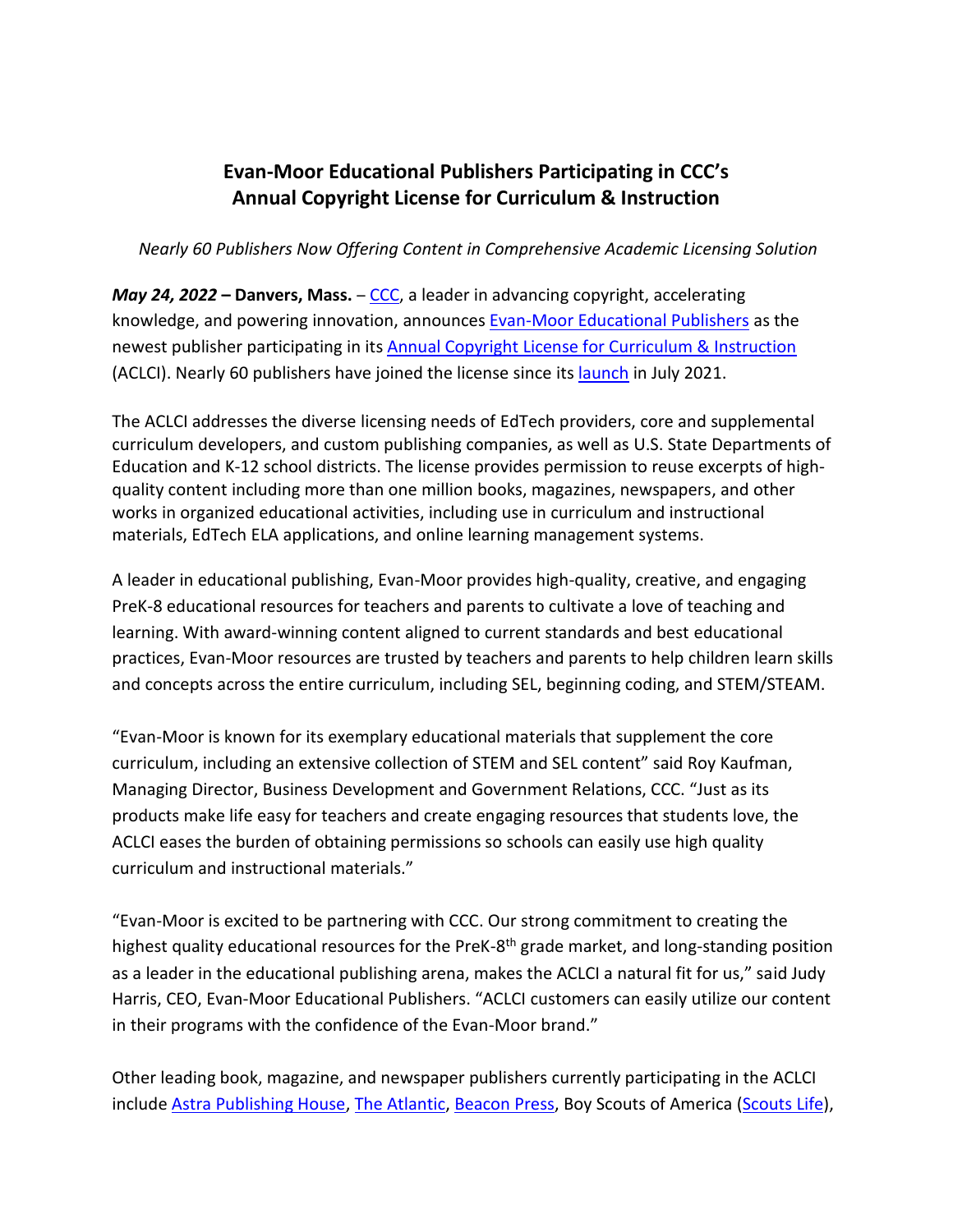# Evan-Moor Educational Publishers Participating in CCC's Annual Copyright License for Curriculum & Instruction

*Nearly 60 Publishers Now Offering Content in Comprehensive Academic Licensing Solution*

***May 24, 2022*** **– Danvers, Mass.** – CCC, a leader in advancing copyright, accelerating knowledge, and powering innovation, announces Evan-Moor Educational Publishers as the newest publisher participating in its Annual Copyright License for Curriculum & Instruction (ACLCI). Nearly 60 publishers have joined the license since its launch in July 2021.

The ACLCI addresses the diverse licensing needs of EdTech providers, core and supplemental curriculum developers, and custom publishing companies, as well as U.S. State Departments of Education and K-12 school districts. The license provides permission to reuse excerpts of high-quality content including more than one million books, magazines, newspapers, and other works in organized educational activities, including use in curriculum and instructional materials, EdTech ELA applications, and online learning management systems.

A leader in educational publishing, Evan-Moor provides high-quality, creative, and engaging PreK-8 educational resources for teachers and parents to cultivate a love of teaching and learning. With award-winning content aligned to current standards and best educational practices, Evan-Moor resources are trusted by teachers and parents to help children learn skills and concepts across the entire curriculum, including SEL, beginning coding, and STEM/STEAM.

"Evan-Moor is known for its exemplary educational materials that supplement the core curriculum, including an extensive collection of STEM and SEL content" said Roy Kaufman, Managing Director, Business Development and Government Relations, CCC. "Just as its products make life easy for teachers and create engaging resources that students love, the ACLCI eases the burden of obtaining permissions so schools can easily use high quality curriculum and instructional materials."

"Evan-Moor is excited to be partnering with CCC. Our strong commitment to creating the highest quality educational resources for the PreK-8th grade market, and long-standing position as a leader in the educational publishing arena, makes the ACLCI a natural fit for us," said Judy Harris, CEO, Evan-Moor Educational Publishers. "ACLCI customers can easily utilize our content in their programs with the confidence of the Evan-Moor brand."

Other leading book, magazine, and newspaper publishers currently participating in the ACLCI include Astra Publishing House, The Atlantic, Beacon Press, Boy Scouts of America (Scouts Life),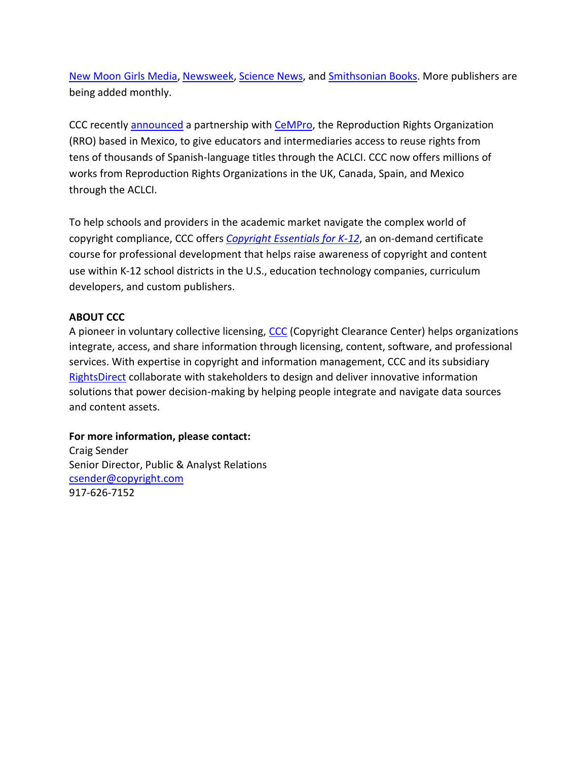New Moon Girls Media, Newsweek, Science News, and Smithsonian Books. More publishers are being added monthly.

CCC recently announced a partnership with CeMPro, the Reproduction Rights Organization (RRO) based in Mexico, to give educators and intermediaries access to reuse rights from tens of thousands of Spanish-language titles through the ACLCI. CCC now offers millions of works from Reproduction Rights Organizations in the UK, Canada, Spain, and Mexico through the ACLCI.

To help schools and providers in the academic market navigate the complex world of copyright compliance, CCC offers *Copyright Essentials for K-12*, an on-demand certificate course for professional development that helps raise awareness of copyright and content use within K-12 school districts in the U.S., education technology companies, curriculum developers, and custom publishers.

**ABOUT CCC**

A pioneer in voluntary collective licensing, CCC (Copyright Clearance Center) helps organizations integrate, access, and share information through licensing, content, software, and professional services. With expertise in copyright and information management, CCC and its subsidiary RightsDirect collaborate with stakeholders to design and deliver innovative information solutions that power decision-making by helping people integrate and navigate data sources and content assets.

**For more information, please contact:**

Craig Sender  
Senior Director, Public & Analyst Relations  
csender@copyright.com  
917-626-7152